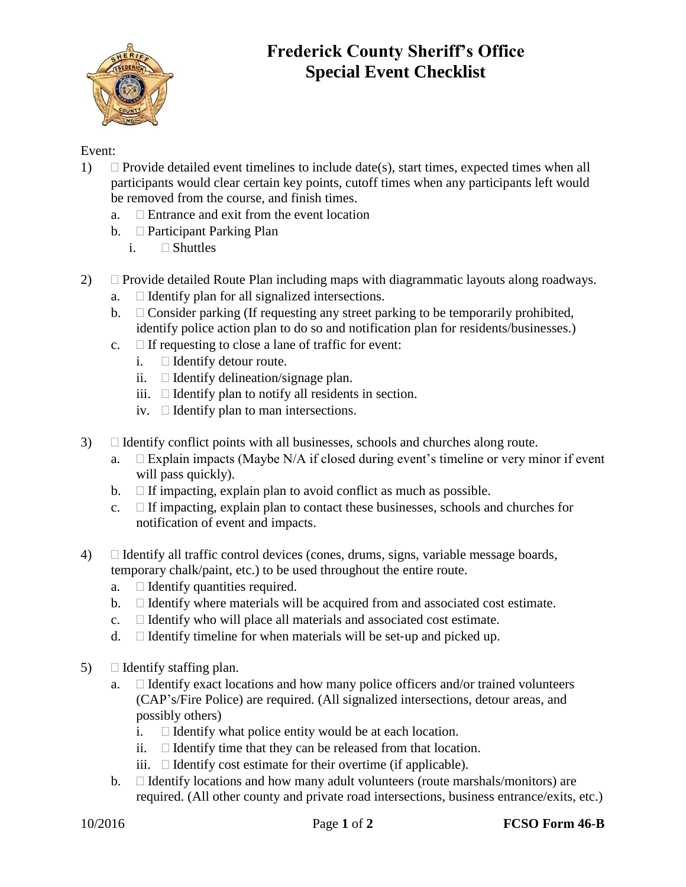# Frederick County Sheriff's Office
## Special Event Checklist

Event:

1) ☐ Provide detailed event timelines to include date(s), start times, expected times when all participants would clear certain key points, cutoff times when any participants left would be removed from the course, and finish times.
   a. ☐ Entrance and exit from the event location
   b. ☐ Participant Parking Plan
      i. ☐ Shuttles

2) ☐ Provide detailed Route Plan including maps with diagrammatic layouts along roadways.
   a. ☐ Identify plan for all signalized intersections.
   b. ☐ Consider parking (If requesting any street parking to be temporarily prohibited, identify police action plan to do so and notification plan for residents/businesses.)
   c. ☐ If requesting to close a lane of traffic for event:
      i. ☐ Identify detour route.
      ii. ☐ Identify delineation/signage plan.
      iii. ☐ Identify plan to notify all residents in section.
      iv. ☐ Identify plan to man intersections.

3) ☐ Identify conflict points with all businesses, schools and churches along route.
   a. ☐ Explain impacts (Maybe N/A if closed during event's timeline or very minor if event will pass quickly).
   b. ☐ If impacting, explain plan to avoid conflict as much as possible.
   c. ☐ If impacting, explain plan to contact these businesses, schools and churches for notification of event and impacts.

4) ☐ Identify all traffic control devices (cones, drums, signs, variable message boards, temporary chalk/paint, etc.) to be used throughout the entire route.
   a. ☐ Identify quantities required.
   b. ☐ Identify where materials will be acquired from and associated cost estimate.
   c. ☐ Identify who will place all materials and associated cost estimate.
   d. ☐ Identify timeline for when materials will be set-up and picked up.

5) ☐ Identify staffing plan.
   a. ☐ Identify exact locations and how many police officers and/or trained volunteers (CAP's/Fire Police) are required. (All signalized intersections, detour areas, and possibly others)
      i. ☐ Identify what police entity would be at each location.
      ii. ☐ Identify time that they can be released from that location.
      iii. ☐ Identify cost estimate for their overtime (if applicable).
   b. ☐ Identify locations and how many adult volunteers (route marshals/monitors) are required. (All other county and private road intersections, business entrance/exits, etc.)

10/2016 FCSO Form 46-B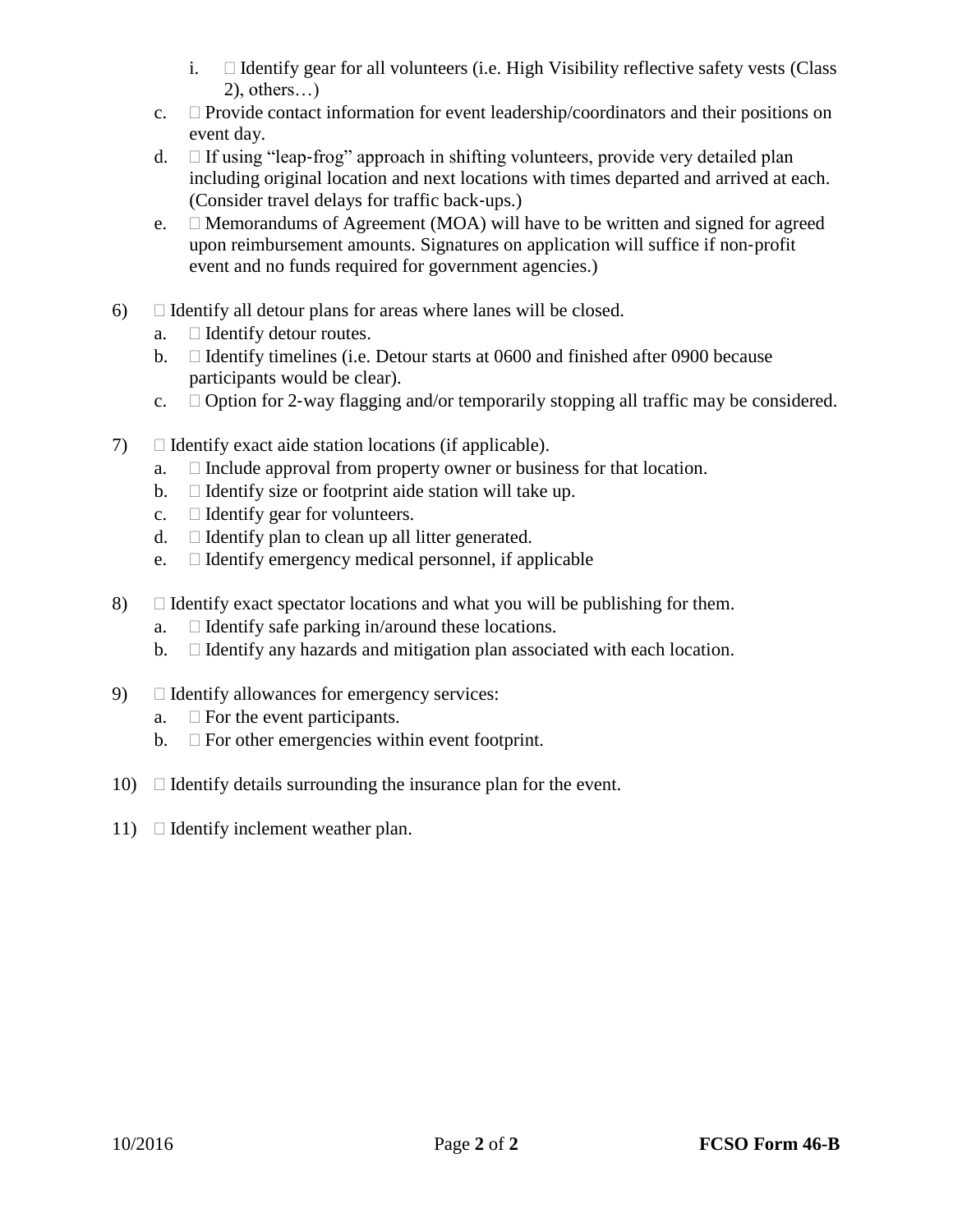i. ☐ Identify gear for all volunteers (i.e. High Visibility reflective safety vests (Class 2), others…)

c. ☐ Provide contact information for event leadership/coordinators and their positions on event day.

d. ☐ If using "leap-frog" approach in shifting volunteers, provide very detailed plan including original location and next locations with times departed and arrived at each. (Consider travel delays for traffic back-ups.)

e. ☐ Memorandums of Agreement (MOA) will have to be written and signed for agreed upon reimbursement amounts. Signatures on application will suffice if non-profit event and no funds required for government agencies.)

6) ☐ Identify all detour plans for areas where lanes will be closed.
   a. ☐ Identify detour routes.
   b. ☐ Identify timelines (i.e. Detour starts at 0600 and finished after 0900 because participants would be clear).
   c. ☐ Option for 2-way flagging and/or temporarily stopping all traffic may be considered.

7) ☐ Identify exact aide station locations (if applicable).
   a. ☐ Include approval from property owner or business for that location.
   b. ☐ Identify size or footprint aide station will take up.
   c. ☐ Identify gear for volunteers.
   d. ☐ Identify plan to clean up all litter generated.
   e. ☐ Identify emergency medical personnel, if applicable

8) ☐ Identify exact spectator locations and what you will be publishing for them.
   a. ☐ Identify safe parking in/around these locations.
   b. ☐ Identify any hazards and mitigation plan associated with each location.

9) ☐ Identify allowances for emergency services:
   a. ☐ For the event participants.
   b. ☐ For other emergencies within event footprint.

10) ☐ Identify details surrounding the insurance plan for the event.

11) ☐ Identify inclement weather plan.

10/2016 FCSO Form 46-B